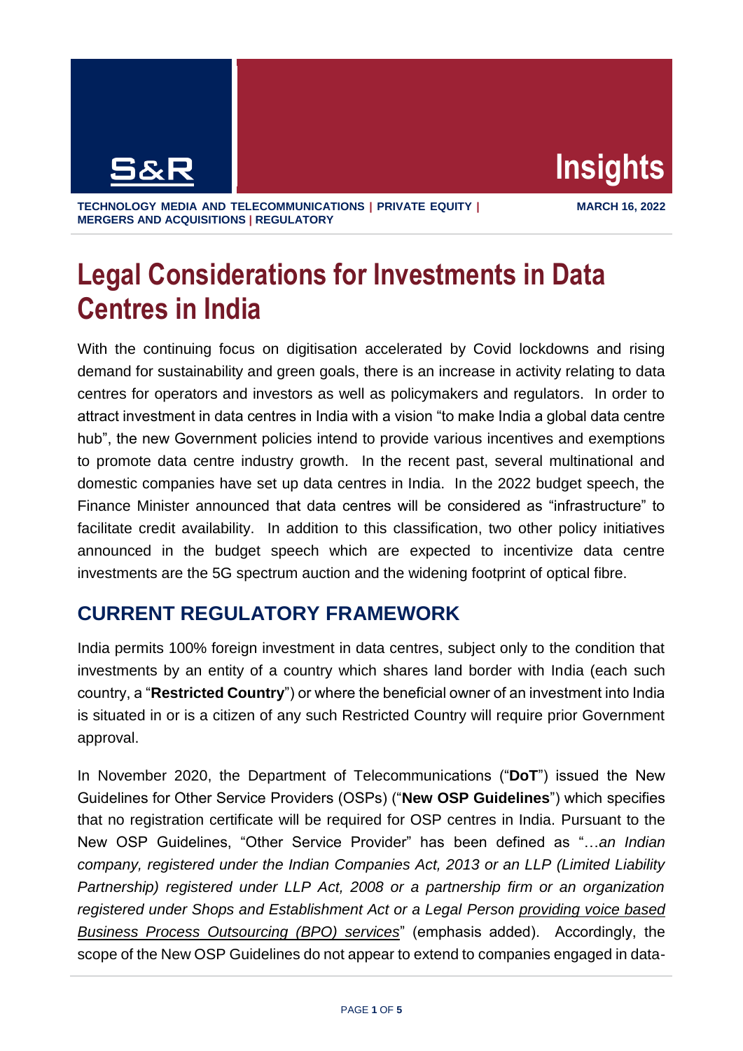S&R **Insights**

TECHNOLOGY MEDIA AND TELECOMMUNICATIONS | PRIVATE EQUITY | MERGERS AND ACQUISITIONS | REGULATORY

MARCH 16, 2022

# Legal Considerations for Investments in Data Centres in India

With the continuing focus on digitisation accelerated by Covid lockdowns and rising demand for sustainability and green goals, there is an increase in activity relating to data centres for operators and investors as well as policymakers and regulators. In order to attract investment in data centres in India with a vision "to make India a global data centre hub", the new Government policies intend to provide various incentives and exemptions to promote data centre industry growth. In the recent past, several multinational and domestic companies have set up data centres in India. In the 2022 budget speech, the Finance Minister announced that data centres will be considered as "infrastructure" to facilitate credit availability. In addition to this classification, two other policy initiatives announced in the budget speech which are expected to incentivize data centre investments are the 5G spectrum auction and the widening footprint of optical fibre.

## CURRENT REGULATORY FRAMEWORK

India permits 100% foreign investment in data centres, subject only to the condition that investments by an entity of a country which shares land border with India (each such country, a "**Restricted Country**") or where the beneficial owner of an investment into India is situated in or is a citizen of any such Restricted Country will require prior Government approval.

In November 2020, the Department of Telecommunications ("**DoT**") issued the New Guidelines for Other Service Providers (OSPs) ("**New OSP Guidelines**") which specifies that no registration certificate will be required for OSP centres in India. Pursuant to the New OSP Guidelines, "Other Service Provider" has been defined as "…*an Indian company, registered under the Indian Companies Act, 2013 or an LLP (Limited Liability Partnership) registered under LLP Act, 2008 or a partnership firm or an organization registered under Shops and Establishment Act or a Legal Person providing voice based Business Process Outsourcing (BPO) services*" (emphasis added). Accordingly, the scope of the New OSP Guidelines do not appear to extend to companies engaged in data-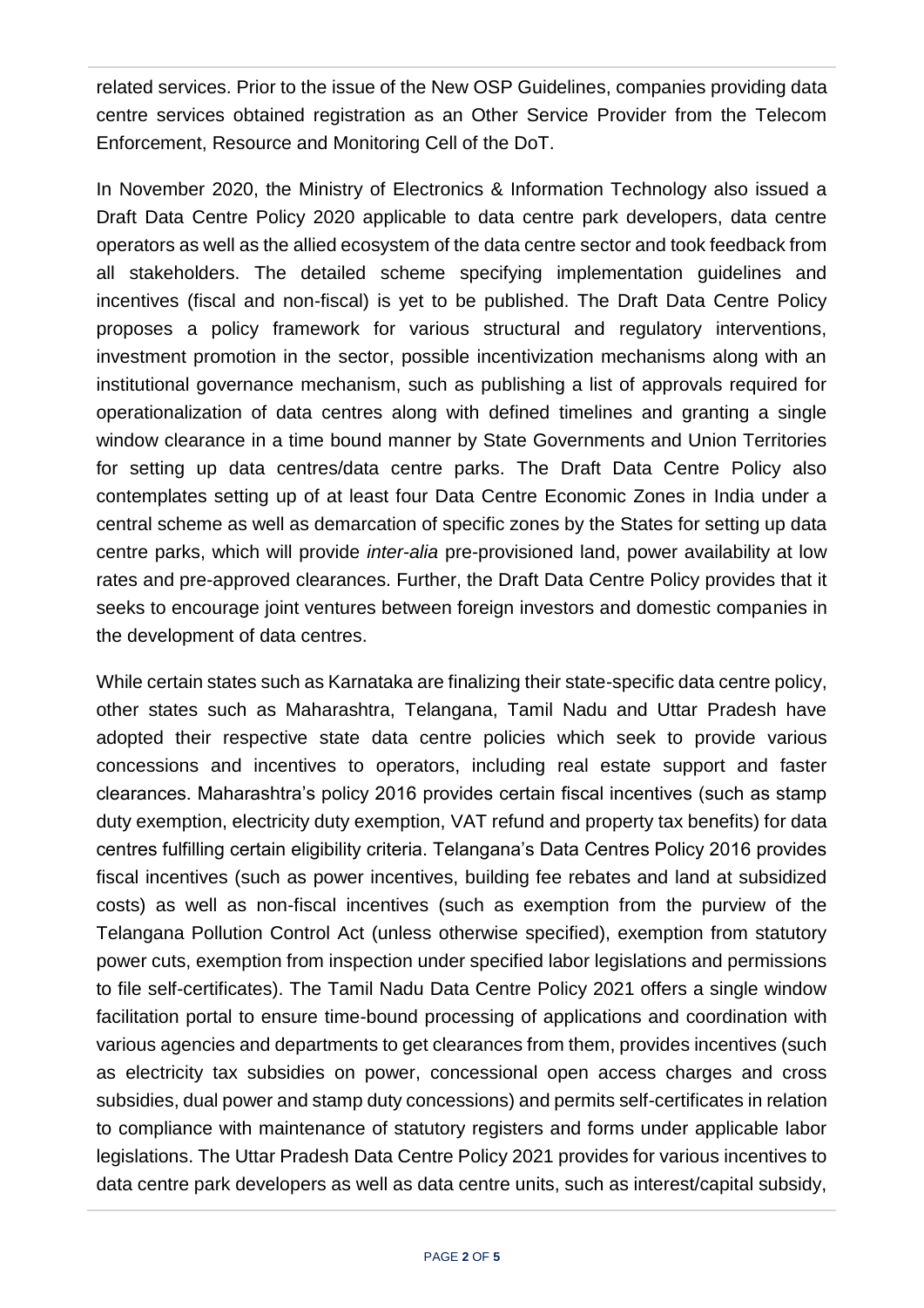related services. Prior to the issue of the New OSP Guidelines, companies providing data centre services obtained registration as an Other Service Provider from the Telecom Enforcement, Resource and Monitoring Cell of the DoT.

In November 2020, the Ministry of Electronics & Information Technology also issued a Draft Data Centre Policy 2020 applicable to data centre park developers, data centre operators as well as the allied ecosystem of the data centre sector and took feedback from all stakeholders. The detailed scheme specifying implementation guidelines and incentives (fiscal and non-fiscal) is yet to be published. The Draft Data Centre Policy proposes a policy framework for various structural and regulatory interventions, investment promotion in the sector, possible incentivization mechanisms along with an institutional governance mechanism, such as publishing a list of approvals required for operationalization of data centres along with defined timelines and granting a single window clearance in a time bound manner by State Governments and Union Territories for setting up data centres/data centre parks. The Draft Data Centre Policy also contemplates setting up of at least four Data Centre Economic Zones in India under a central scheme as well as demarcation of specific zones by the States for setting up data centre parks, which will provide *inter-alia* pre-provisioned land, power availability at low rates and pre-approved clearances. Further, the Draft Data Centre Policy provides that it seeks to encourage joint ventures between foreign investors and domestic companies in the development of data centres.

While certain states such as Karnataka are finalizing their state-specific data centre policy, other states such as Maharashtra, Telangana, Tamil Nadu and Uttar Pradesh have adopted their respective state data centre policies which seek to provide various concessions and incentives to operators, including real estate support and faster clearances. Maharashtra's policy 2016 provides certain fiscal incentives (such as stamp duty exemption, electricity duty exemption, VAT refund and property tax benefits) for data centres fulfilling certain eligibility criteria. Telangana's Data Centres Policy 2016 provides fiscal incentives (such as power incentives, building fee rebates and land at subsidized costs) as well as non-fiscal incentives (such as exemption from the purview of the Telangana Pollution Control Act (unless otherwise specified), exemption from statutory power cuts, exemption from inspection under specified labor legislations and permissions to file self-certificates). The Tamil Nadu Data Centre Policy 2021 offers a single window facilitation portal to ensure time-bound processing of applications and coordination with various agencies and departments to get clearances from them, provides incentives (such as electricity tax subsidies on power, concessional open access charges and cross subsidies, dual power and stamp duty concessions) and permits self-certificates in relation to compliance with maintenance of statutory registers and forms under applicable labor legislations. The Uttar Pradesh Data Centre Policy 2021 provides for various incentives to data centre park developers as well as data centre units, such as interest/capital subsidy,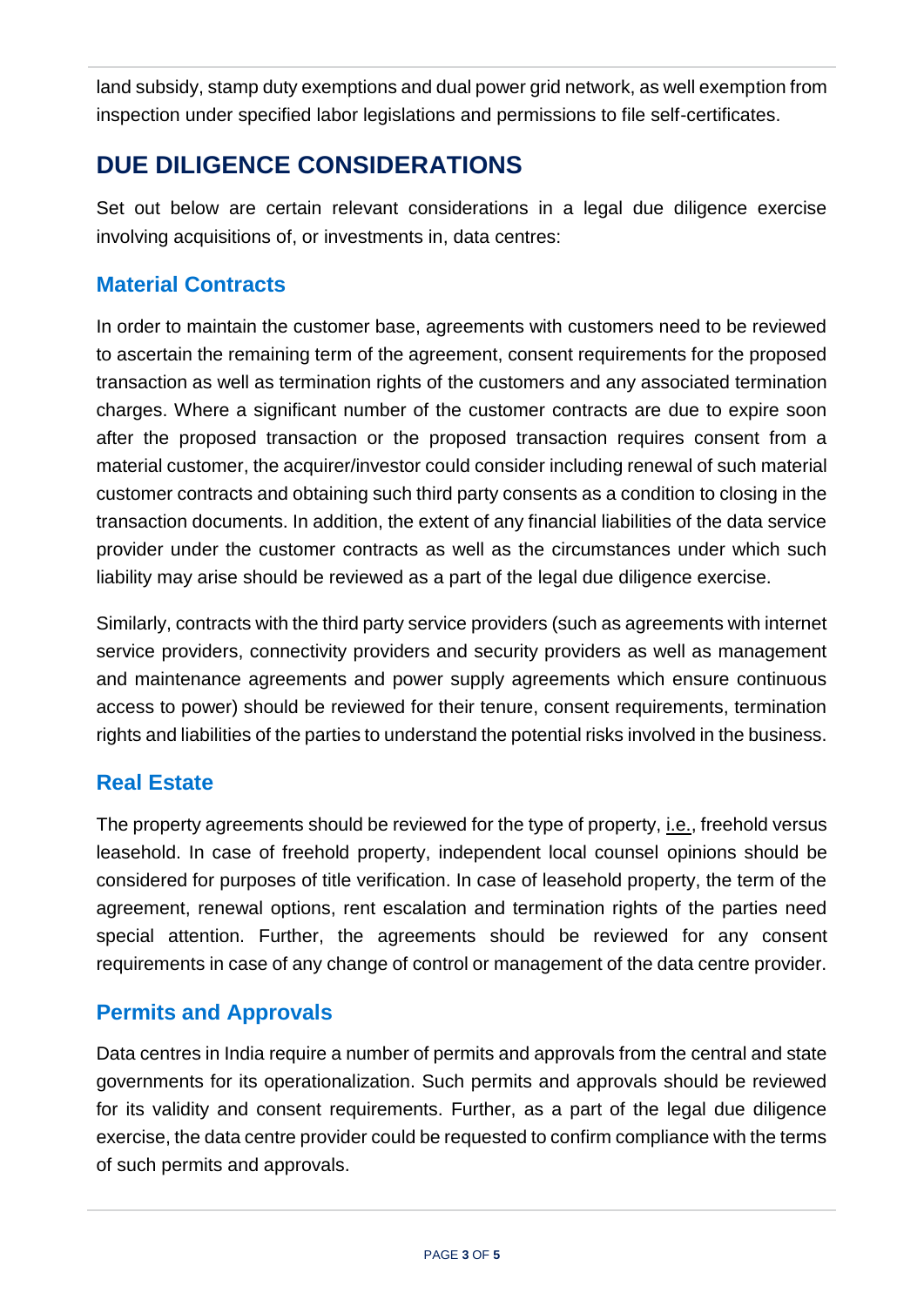land subsidy, stamp duty exemptions and dual power grid network, as well exemption from inspection under specified labor legislations and permissions to file self-certificates.

## DUE DILIGENCE CONSIDERATIONS

Set out below are certain relevant considerations in a legal due diligence exercise involving acquisitions of, or investments in, data centres:

### Material Contracts

In order to maintain the customer base, agreements with customers need to be reviewed to ascertain the remaining term of the agreement, consent requirements for the proposed transaction as well as termination rights of the customers and any associated termination charges. Where a significant number of the customer contracts are due to expire soon after the proposed transaction or the proposed transaction requires consent from a material customer, the acquirer/investor could consider including renewal of such material customer contracts and obtaining such third party consents as a condition to closing in the transaction documents. In addition, the extent of any financial liabilities of the data service provider under the customer contracts as well as the circumstances under which such liability may arise should be reviewed as a part of the legal due diligence exercise.

Similarly, contracts with the third party service providers (such as agreements with internet service providers, connectivity providers and security providers as well as management and maintenance agreements and power supply agreements which ensure continuous access to power) should be reviewed for their tenure, consent requirements, termination rights and liabilities of the parties to understand the potential risks involved in the business.

### Real Estate

The property agreements should be reviewed for the type of property, i.e., freehold versus leasehold. In case of freehold property, independent local counsel opinions should be considered for purposes of title verification. In case of leasehold property, the term of the agreement, renewal options, rent escalation and termination rights of the parties need special attention. Further, the agreements should be reviewed for any consent requirements in case of any change of control or management of the data centre provider.

### Permits and Approvals

Data centres in India require a number of permits and approvals from the central and state governments for its operationalization. Such permits and approvals should be reviewed for its validity and consent requirements. Further, as a part of the legal due diligence exercise, the data centre provider could be requested to confirm compliance with the terms of such permits and approvals.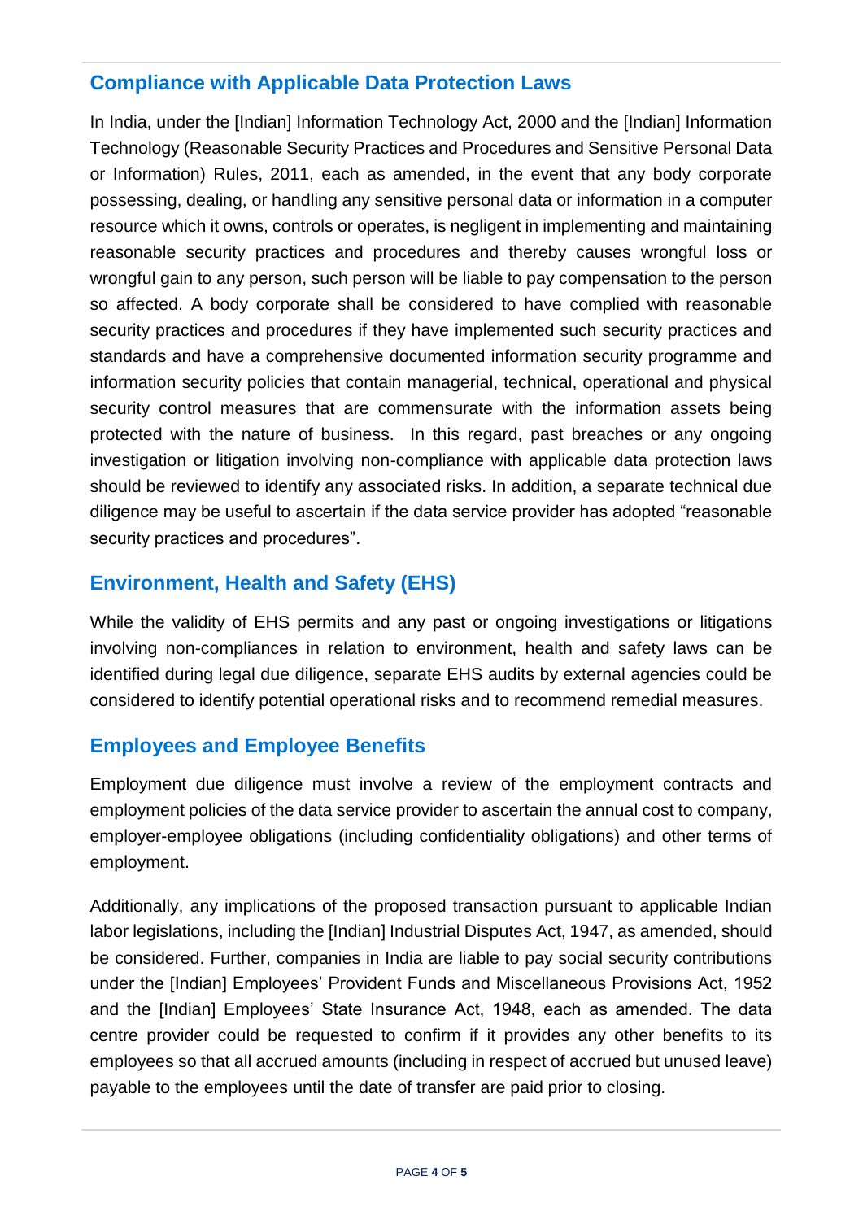## Compliance with Applicable Data Protection Laws

In India, under the [Indian] Information Technology Act, 2000 and the [Indian] Information Technology (Reasonable Security Practices and Procedures and Sensitive Personal Data or Information) Rules, 2011, each as amended, in the event that any body corporate possessing, dealing, or handling any sensitive personal data or information in a computer resource which it owns, controls or operates, is negligent in implementing and maintaining reasonable security practices and procedures and thereby causes wrongful loss or wrongful gain to any person, such person will be liable to pay compensation to the person so affected. A body corporate shall be considered to have complied with reasonable security practices and procedures if they have implemented such security practices and standards and have a comprehensive documented information security programme and information security policies that contain managerial, technical, operational and physical security control measures that are commensurate with the information assets being protected with the nature of business. In this regard, past breaches or any ongoing investigation or litigation involving non-compliance with applicable data protection laws should be reviewed to identify any associated risks. In addition, a separate technical due diligence may be useful to ascertain if the data service provider has adopted “reasonable security practices and procedures”.

## Environment, Health and Safety (EHS)

While the validity of EHS permits and any past or ongoing investigations or litigations involving non-compliances in relation to environment, health and safety laws can be identified during legal due diligence, separate EHS audits by external agencies could be considered to identify potential operational risks and to recommend remedial measures.

## Employees and Employee Benefits

Employment due diligence must involve a review of the employment contracts and employment policies of the data service provider to ascertain the annual cost to company, employer-employee obligations (including confidentiality obligations) and other terms of employment.

Additionally, any implications of the proposed transaction pursuant to applicable Indian labor legislations, including the [Indian] Industrial Disputes Act, 1947, as amended, should be considered. Further, companies in India are liable to pay social security contributions under the [Indian] Employees’ Provident Funds and Miscellaneous Provisions Act, 1952 and the [Indian] Employees’ State Insurance Act, 1948, each as amended. The data centre provider could be requested to confirm if it provides any other benefits to its employees so that all accrued amounts (including in respect of accrued but unused leave) payable to the employees until the date of transfer are paid prior to closing.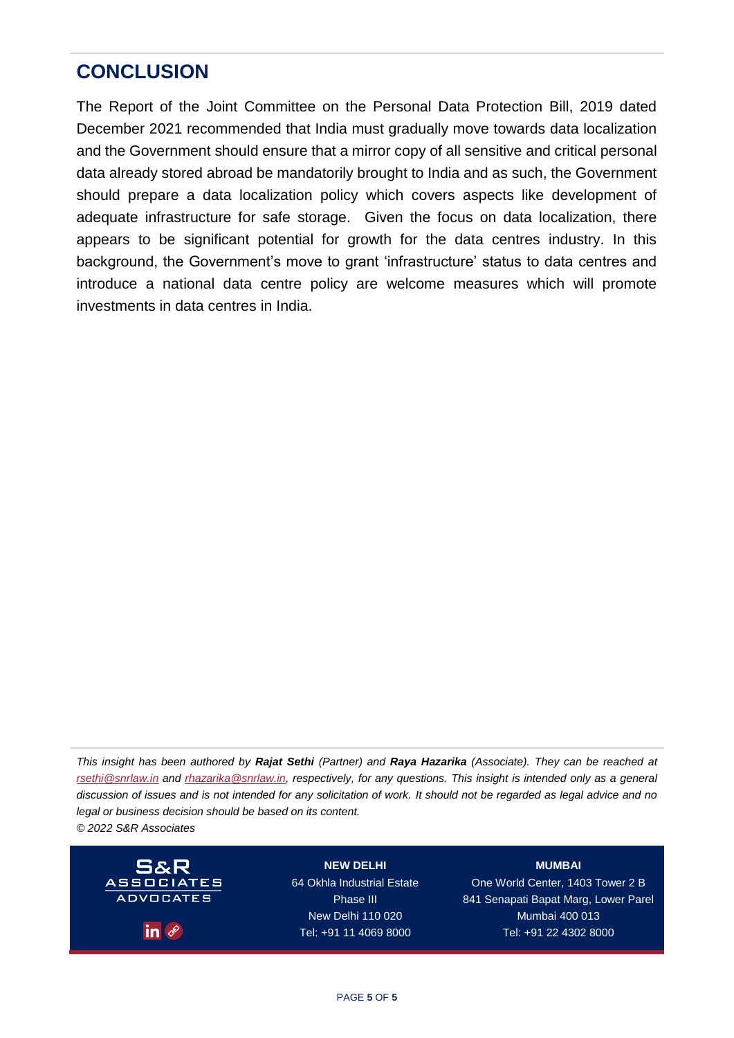## CONCLUSION

The Report of the Joint Committee on the Personal Data Protection Bill, 2019 dated December 2021 recommended that India must gradually move towards data localization and the Government should ensure that a mirror copy of all sensitive and critical personal data already stored abroad be mandatorily brought to India and as such, the Government should prepare a data localization policy which covers aspects like development of adequate infrastructure for safe storage. Given the focus on data localization, there appears to be significant potential for growth for the data centres industry. In this background, the Government's move to grant 'infrastructure' status to data centres and introduce a national data centre policy are welcome measures which will promote investments in data centres in India.

---

*This insight has been authored by **Rajat Sethi** (Partner) and **Raya Hazarika** (Associate). They can be reached at rsethi@snrlaw.in and rhazarika@snrlaw.in, respectively, for any questions. This insight is intended only as a general discussion of issues and is not intended for any solicitation of work. It should not be regarded as legal advice and no legal or business decision should be based on its content.*

*© 2022 S&R Associates*

S&R ASSOCIATES ADVOCATES

**NEW DELHI**
64 Okhla Industrial Estate
Phase III
New Delhi 110 020
Tel: +91 11 4069 8000

**MUMBAI**
One World Center, 1403 Tower 2 B
841 Senapati Bapat Marg, Lower Parel
Mumbai 400 013
Tel: +91 22 4302 8000